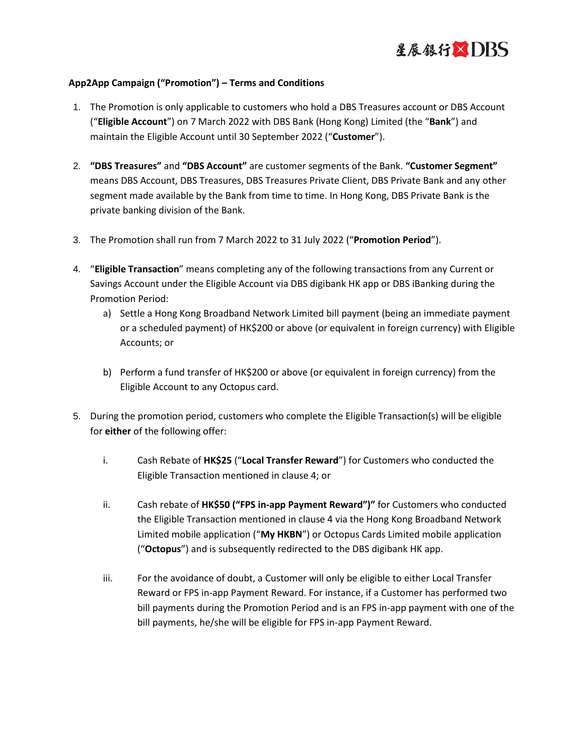**App2App Campaign ("Promotion") – Terms and Conditions**

1. The Promotion is only applicable to customers who hold a DBS Treasures account or DBS Account ("**Eligible Account**") on 7 March 2022 with DBS Bank (Hong Kong) Limited (the "**Bank**") and maintain the Eligible Account until 30 September 2022 ("**Customer**").

2. **"DBS Treasures"** and **"DBS Account"** are customer segments of the Bank. **"Customer Segment"** means DBS Account, DBS Treasures, DBS Treasures Private Client, DBS Private Bank and any other segment made available by the Bank from time to time. In Hong Kong, DBS Private Bank is the private banking division of the Bank.

3. The Promotion shall run from 7 March 2022 to 31 July 2022 ("**Promotion Period**").

4. "**Eligible Transaction**" means completing any of the following transactions from any Current or Savings Account under the Eligible Account via DBS digibank HK app or DBS iBanking during the Promotion Period:
   a) Settle a Hong Kong Broadband Network Limited bill payment (being an immediate payment or a scheduled payment) of HK$200 or above (or equivalent in foreign currency) with Eligible Accounts; or

   b) Perform a fund transfer of HK$200 or above (or equivalent in foreign currency) from the Eligible Account to any Octopus card.

5. During the promotion period, customers who complete the Eligible Transaction(s) will be eligible for **either** of the following offer:

   i. Cash Rebate of **HK$25** ("**Local Transfer Reward**") for Customers who conducted the Eligible Transaction mentioned in clause 4; or

   ii. Cash rebate of **HK$50 ("FPS in-app Payment Reward")"** for Customers who conducted the Eligible Transaction mentioned in clause 4 via the Hong Kong Broadband Network Limited mobile application ("**My HKBN**") or Octopus Cards Limited mobile application ("**Octopus**") and is subsequently redirected to the DBS digibank HK app.

   iii. For the avoidance of doubt, a Customer will only be eligible to either Local Transfer Reward or FPS in-app Payment Reward. For instance, if a Customer has performed two bill payments during the Promotion Period and is an FPS in-app payment with one of the bill payments, he/she will be eligible for FPS in-app Payment Reward.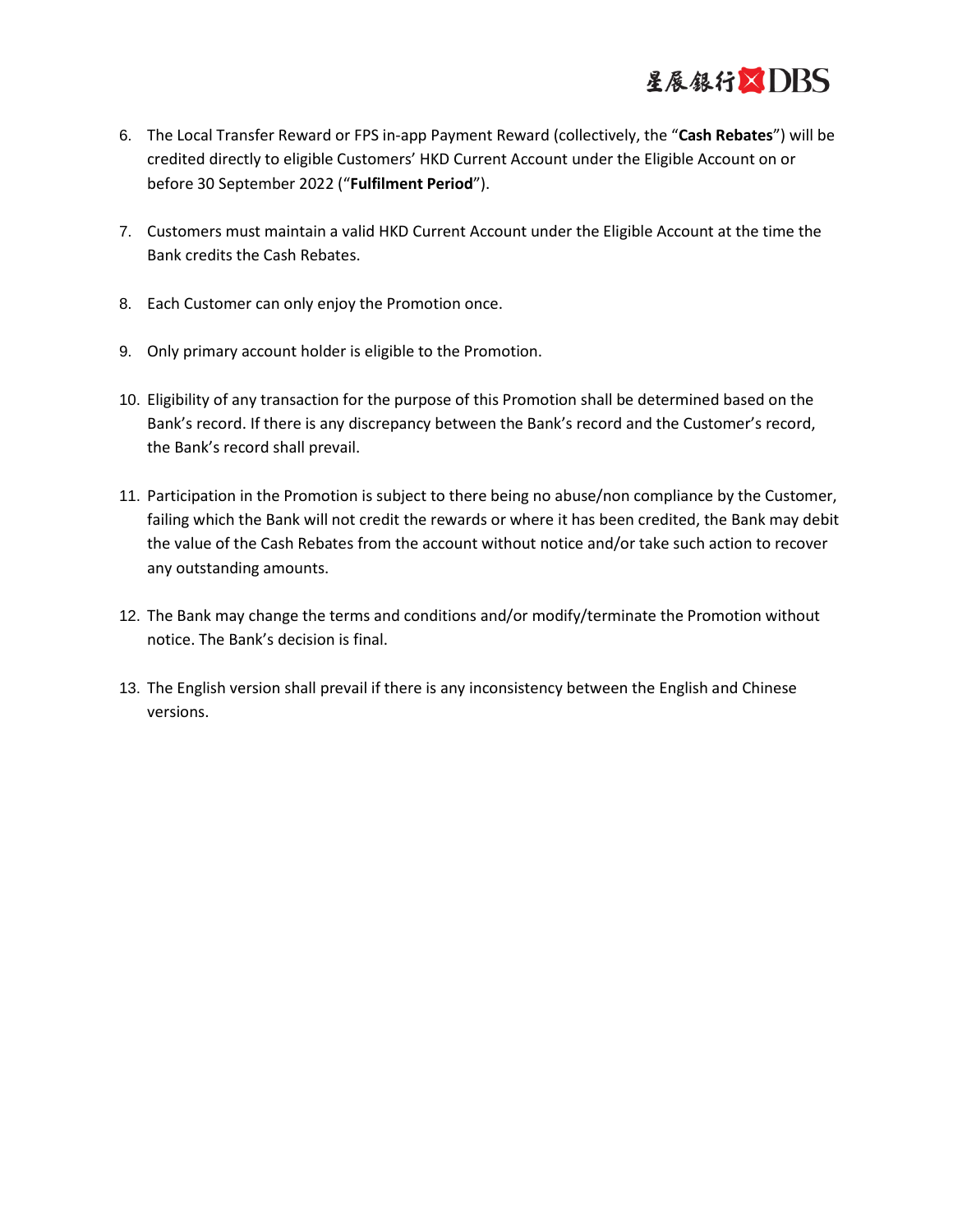6. The Local Transfer Reward or FPS in-app Payment Reward (collectively, the "**Cash Rebates**") will be credited directly to eligible Customers' HKD Current Account under the Eligible Account on or before 30 September 2022 ("**Fulfilment Period**").

7. Customers must maintain a valid HKD Current Account under the Eligible Account at the time the Bank credits the Cash Rebates.

8. Each Customer can only enjoy the Promotion once.

9. Only primary account holder is eligible to the Promotion.

10. Eligibility of any transaction for the purpose of this Promotion shall be determined based on the Bank's record. If there is any discrepancy between the Bank's record and the Customer's record, the Bank's record shall prevail.

11. Participation in the Promotion is subject to there being no abuse/non compliance by the Customer, failing which the Bank will not credit the rewards or where it has been credited, the Bank may debit the value of the Cash Rebates from the account without notice and/or take such action to recover any outstanding amounts.

12. The Bank may change the terms and conditions and/or modify/terminate the Promotion without notice. The Bank's decision is final.

13. The English version shall prevail if there is any inconsistency between the English and Chinese versions.